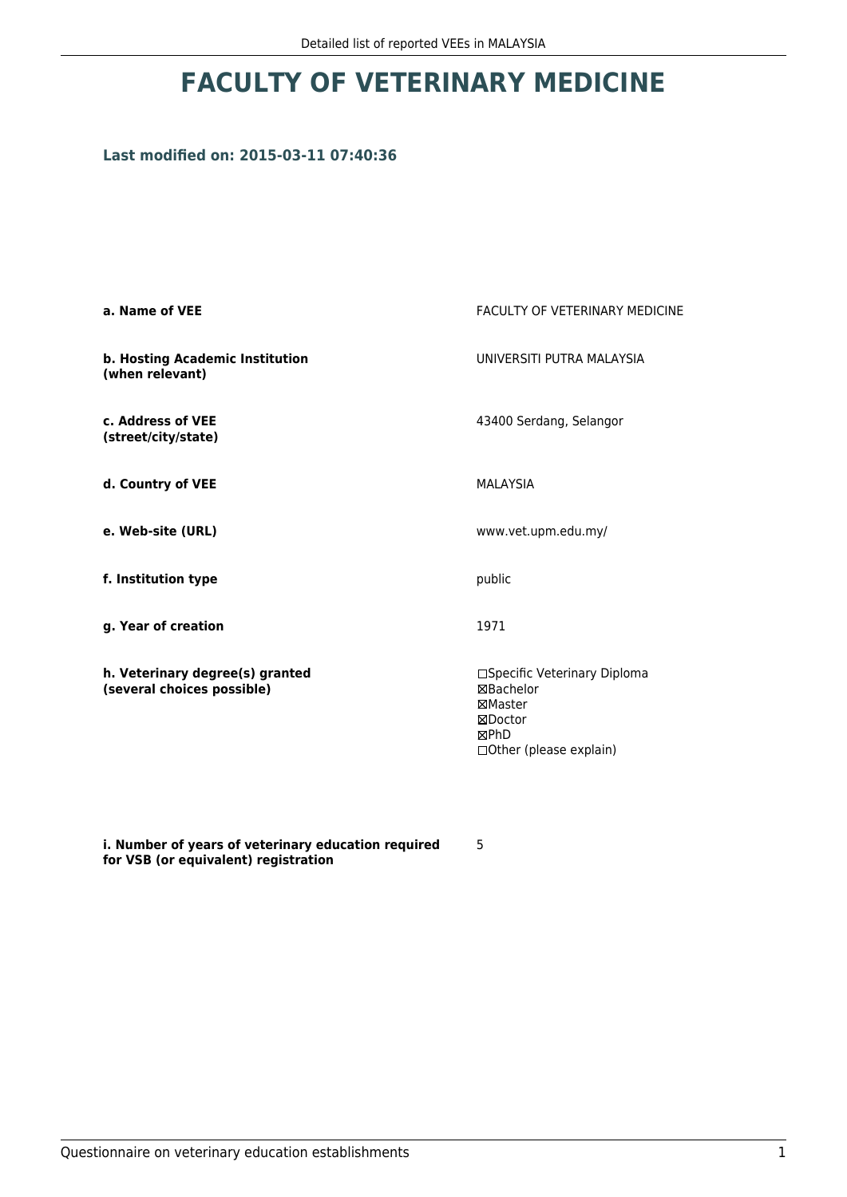# FACULTY OF VETERINARY MEDICINE

### Last modified on: 2015-03-11 07:40:36

| | |
|---|---|
| **a. Name of VEE** | FACULTY OF VETERINARY MEDICINE |
| **b. Hosting Academic Institution (when relevant)** | UNIVERSITI PUTRA MALAYSIA |
| **c. Address of VEE (street/city/state)** | 43400 Serdang, Selangor |
| **d. Country of VEE** | MALAYSIA |
| **e. Web-site (URL)** | www.vet.upm.edu.my/ |
| **f. Institution type** | public |
| **g. Year of creation** | 1971 |
| **h. Veterinary degree(s) granted (several choices possible)** | ☐Specific Veterinary Diploma<br>☒Bachelor<br>☒Master<br>☒Doctor<br>☒PhD<br>☐Other (please explain) |
| **i. Number of years of veterinary education required for VSB (or equivalent) registration** | 5 |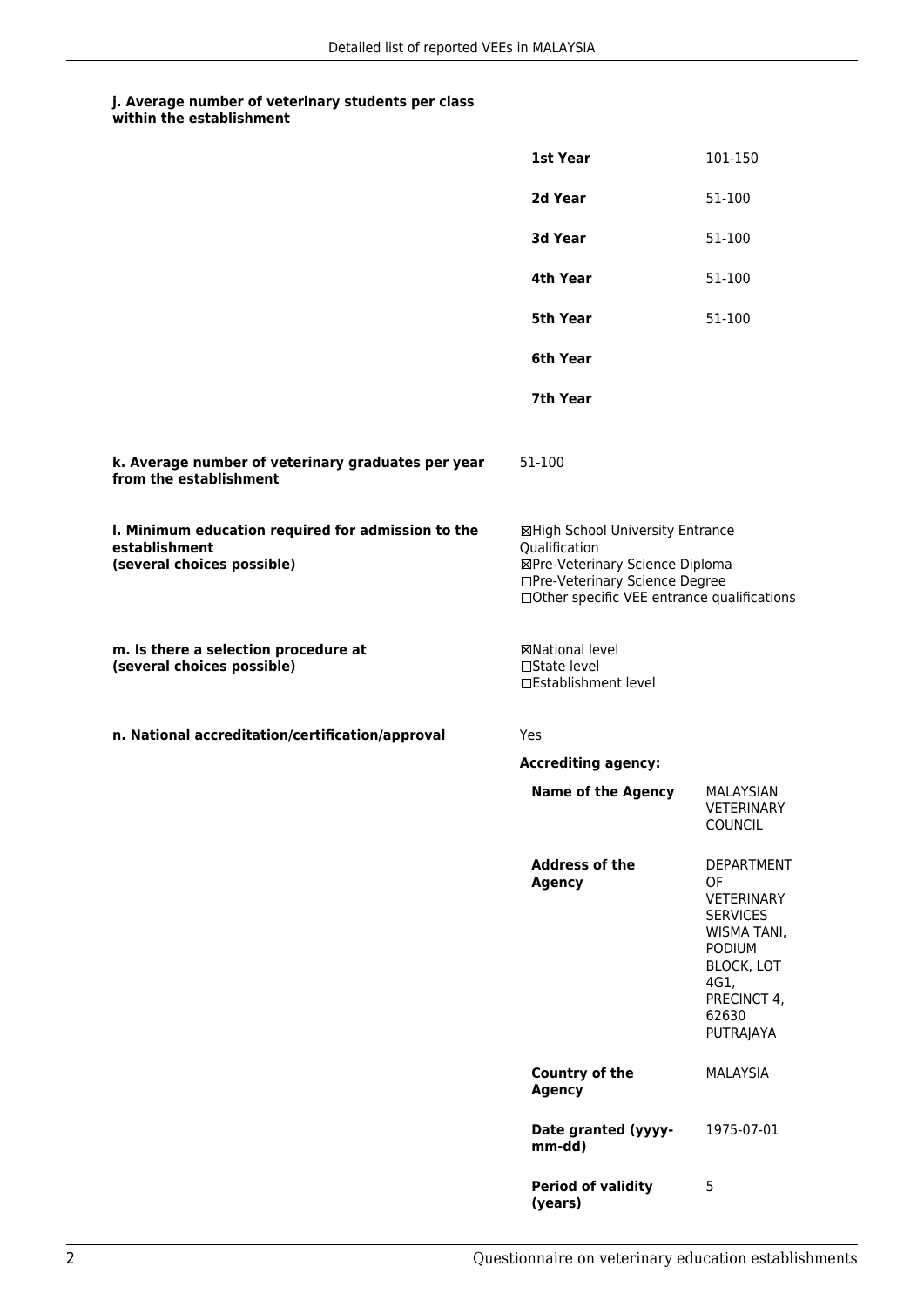#### j. Average number of veterinary students per class within the establishment

| | |
|---|---|
| **1st Year** | 101-150 |
| **2d Year** | 51-100 |
| **3d Year** | 51-100 |
| **4th Year** | 51-100 |
| **5th Year** | 51-100 |
| **6th Year** | |
| **7th Year** | |

#### k. Average number of veterinary graduates per year from the establishment

51-100

#### l. Minimum education required for admission to the establishment (several choices possible)

☒High School University Entrance Qualification
☒Pre-Veterinary Science Diploma
☐Pre-Veterinary Science Degree
☐Other specific VEE entrance qualifications

#### m. Is there a selection procedure at (several choices possible)

☒National level
☐State level
☐Establishment level

#### n. National accreditation/certification/approval

Yes

**Accrediting agency:**

| | |
|---|---|
| **Name of the Agency** | MALAYSIAN VETERINARY COUNCIL |
| **Address of the Agency** | DEPARTMENT OF VETERINARY SERVICES WISMA TANI, PODIUM BLOCK, LOT 4G1, PRECINCT 4, 62630 PUTRAJAYA |
| **Country of the Agency** | MALAYSIA |
| **Date granted (yyyy-mm-dd)** | 1975-07-01 |
| **Period of validity (years)** | 5 |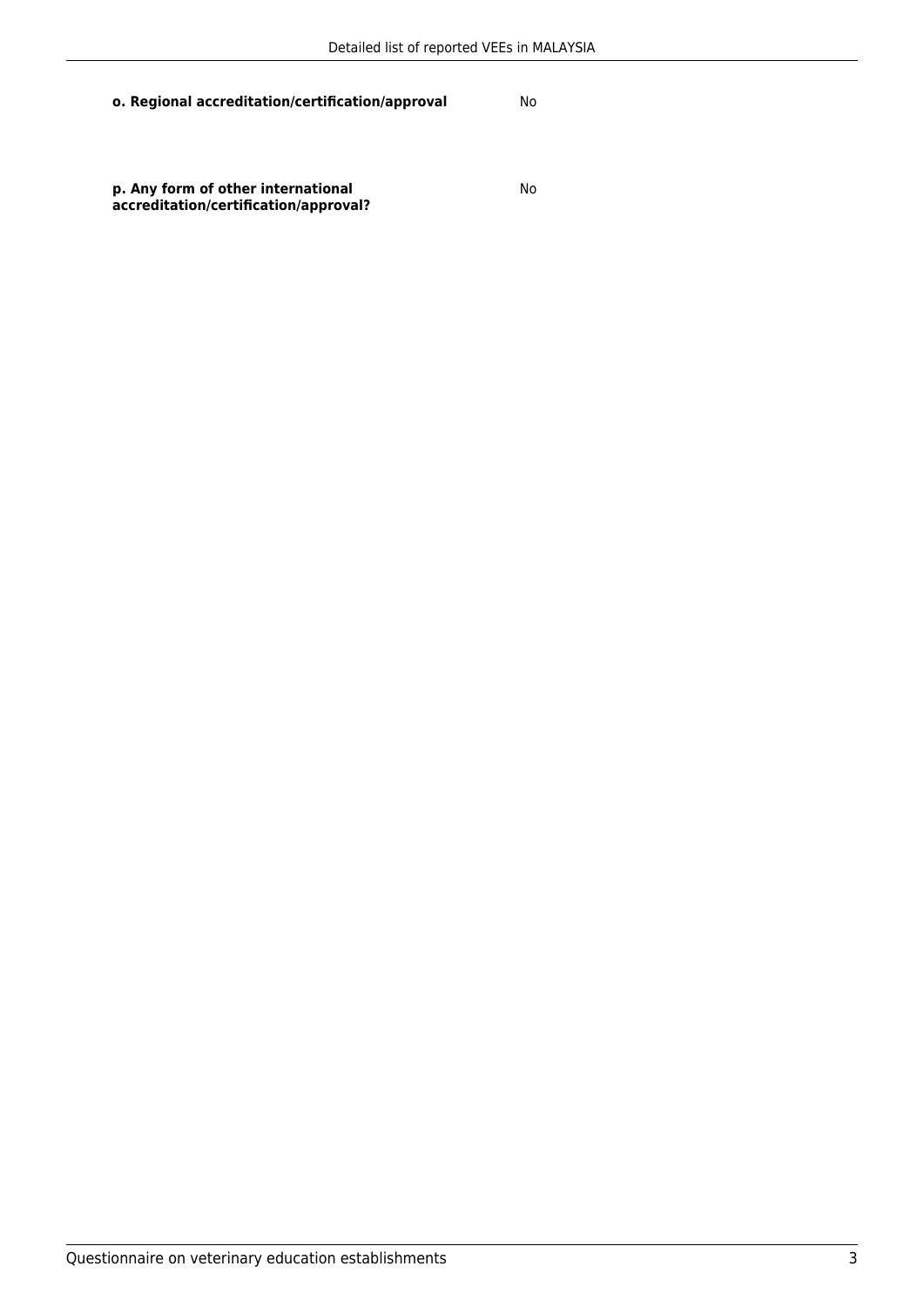| | |
|---|---|
| **o. Regional accreditation/certification/approval** | No |
| **p. Any form of other international accreditation/certification/approval?** | No |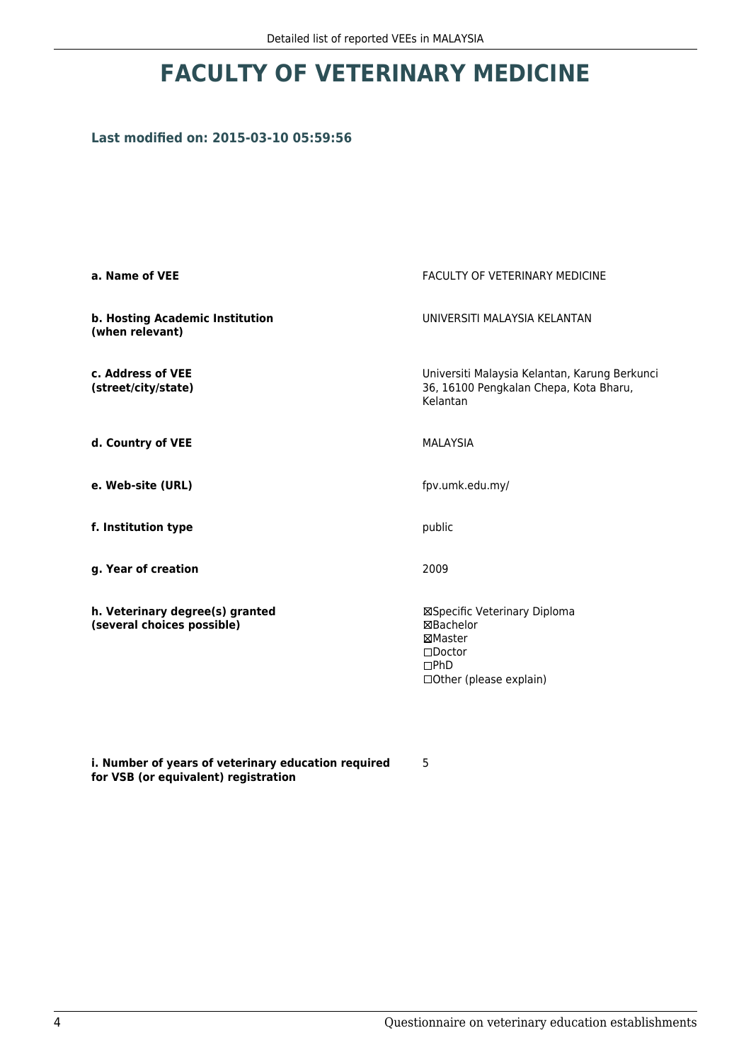# FACULTY OF VETERINARY MEDICINE

**Last modified on: 2015-03-10 05:59:56**

| | |
|---|---|
| **a. Name of VEE** | FACULTY OF VETERINARY MEDICINE |
| **b. Hosting Academic Institution (when relevant)** | UNIVERSITI MALAYSIA KELANTAN |
| **c. Address of VEE (street/city/state)** | Universiti Malaysia Kelantan, Karung Berkunci 36, 16100 Pengkalan Chepa, Kota Bharu, Kelantan |
| **d. Country of VEE** | MALAYSIA |
| **e. Web-site (URL)** | fpv.umk.edu.my/ |
| **f. Institution type** | public |
| **g. Year of creation** | 2009 |
| **h. Veterinary degree(s) granted (several choices possible)** | ☒Specific Veterinary Diploma<br>☒Bachelor<br>☒Master<br>☐Doctor<br>☐PhD<br>☐Other (please explain) |
| **i. Number of years of veterinary education required for VSB (or equivalent) registration** | 5 |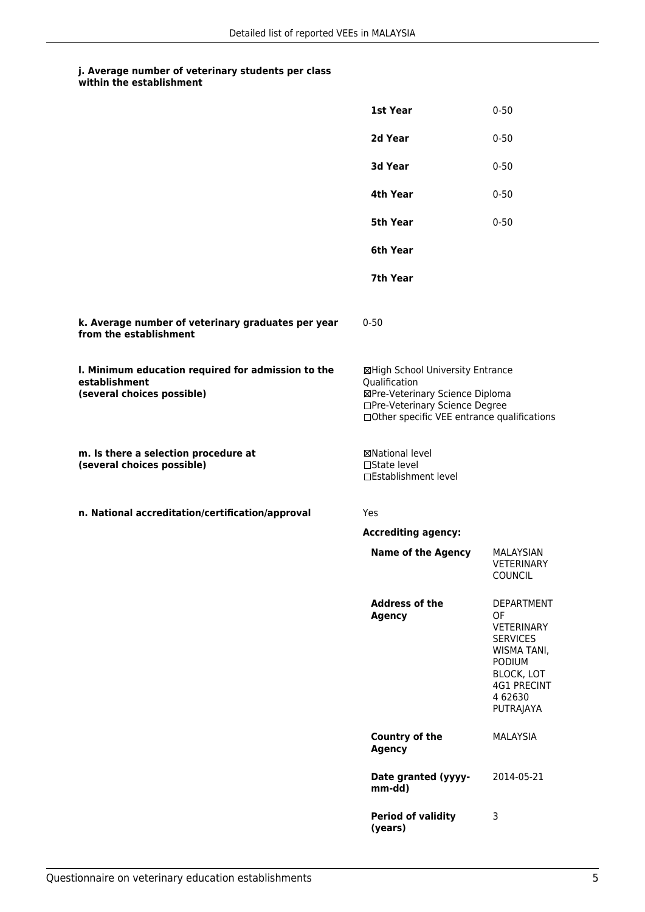#### j. Average number of veterinary students per class within the establishment

| | |
|---|---|
| **1st Year** | 0-50 |
| **2d Year** | 0-50 |
| **3d Year** | 0-50 |
| **4th Year** | 0-50 |
| **5th Year** | 0-50 |
| **6th Year** | |
| **7th Year** | |

**k. Average number of veterinary graduates per year from the establishment**

0-50

**l. Minimum education required for admission to the establishment (several choices possible)**

☒High School University Entrance Qualification
☒Pre-Veterinary Science Diploma
☐Pre-Veterinary Science Degree
☐Other specific VEE entrance qualifications

**m. Is there a selection procedure at (several choices possible)**

☒National level
☐State level
☐Establishment level

**n. National accreditation/certification/approval**

Yes

**Accrediting agency:**

| | |
|---|---|
| **Name of the Agency** | MALAYSIAN VETERINARY COUNCIL |
| **Address of the Agency** | DEPARTMENT OF VETERINARY SERVICES WISMA TANI, PODIUM BLOCK, LOT 4G1 PRECINT 4 62630 PUTRAJAYA |
| **Country of the Agency** | MALAYSIA |
| **Date granted (yyyy-mm-dd)** | 2014-05-21 |
| **Period of validity (years)** | 3 |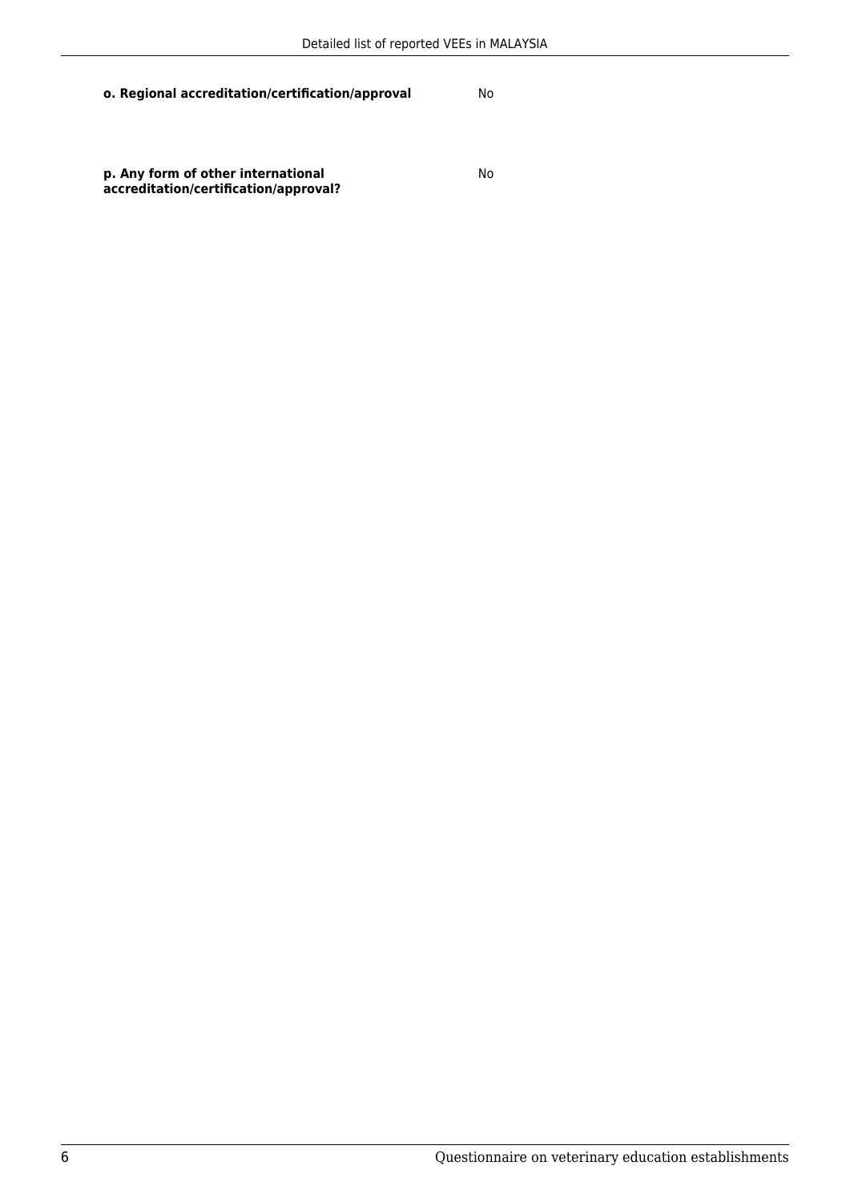| | |
|---|---|
| **o. Regional accreditation/certification/approval** | No |
| **p. Any form of other international accreditation/certification/approval?** | No |